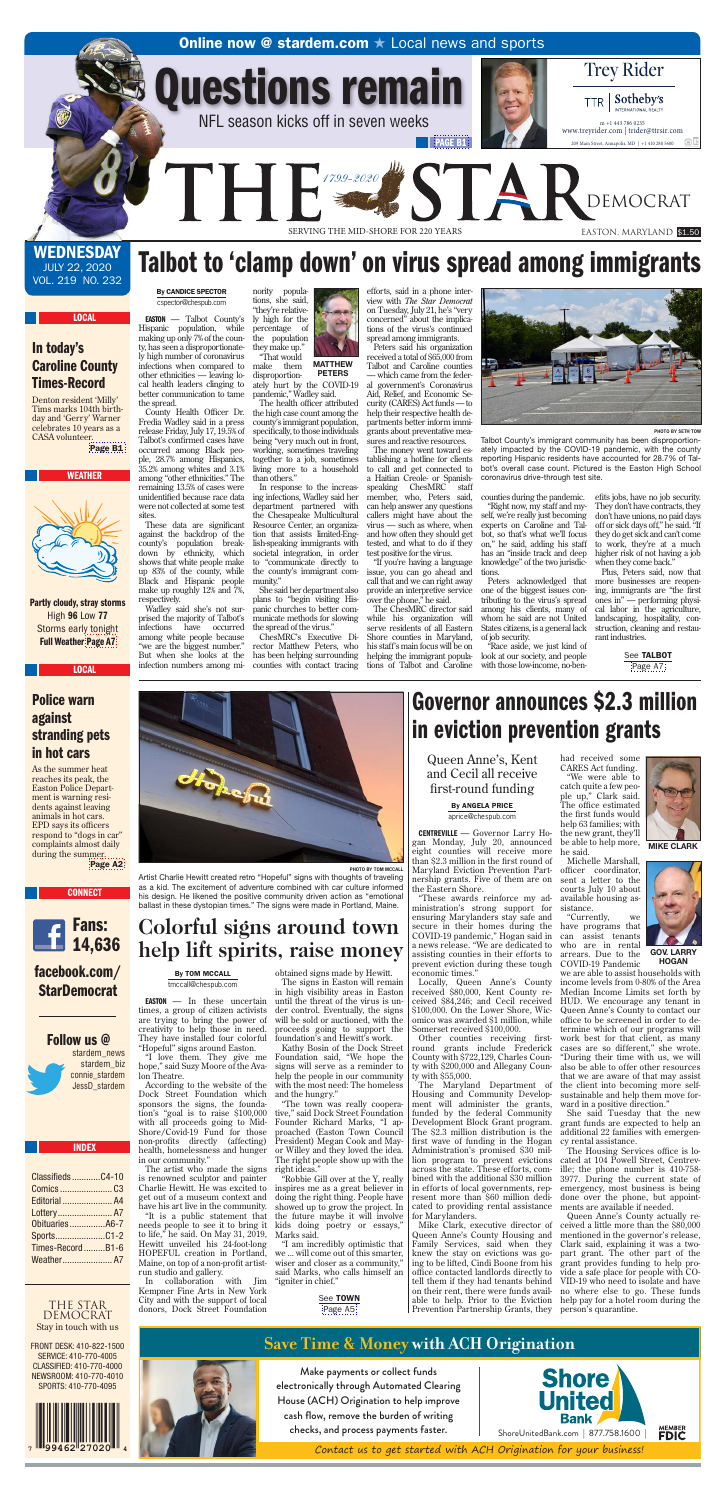**Online now @ stardem.com ★ Local news and sports**

# Questions remain

NFL season kicks off in seven weeks

PAGE B1

Trey Rider

TTR | Sotheby's INTERNATIONAL REALTY

m +1 443 786 0235
www.treyrider.com | trider@ttrsir.com
209 Main Street, Annapolis, MD | +1 410 280 5600

# THE STAR DEMOCRAT

1799-2020

SERVING THE MID-SHORE FOR 220 YEARS

EASTON, MARYLAND $1.50

**WEDNESDAY**
JULY 22, 2020
VOL. 219 NO. 232

LOCAL

## In today's Caroline County Times-Record

Denton resident 'Milly' Tims marks 104th birthday and 'Gerry' Warner celebrates 10 years as a CASA volunteer.
Page B1

WEATHER

**Partly cloudy, stray storms**
High 96 Low 77
Storms early tonight
Full Weather: Page A7

LOCAL

## Police warn against stranding pets in hot cars

As the summer heat reaches its peak, the Easton Police Department is warning residents against leaving animals in hot cars. EPD says its officers respond to "dogs in car" complaints almost daily during the summer.
Page A2

CONNECT

Fans: 14,636

**facebook.com/StarDemocrat**

Follow us @
stardem_news
stardem_biz
connie_stardem
JessD_stardem

INDEX

| | |
|---|---|
| Classifieds | C4-10 |
| Comics | C3 |
| Editorial | A4 |
| Lottery | A7 |
| Obituaries | A6-7 |
| Sports | C1-2 |
| Times-Record | B1-6 |
| Weather | A7 |

THE STAR DEMOCRAT
Stay in touch with us

FRONT DESK: 410-822-1500
SERVICE: 410-770-4005
CLASSIFIED: 410-770-4000
NEWSROOM: 410-770-4010
SPORTS: 410-770-4095

# Talbot to 'clamp down' on virus spread among immigrants

**By CANDICE SPECTOR**
cspector@chespub.com

**EASTON** — Talbot County's Hispanic population, while making up only 7% of the county, has seen a disproportionately high number of coronavirus infections when compared to other ethnicities — leaving local health leaders clinging to better communication to tame the spread.

County Health Officer Dr. Fredia Wadley said in a press release Friday, July 17, 19.5% of Talbot's confirmed cases have occurred among Black people, 28.7% among Hispanics, 35.2% among whites and 3.1% among "other ethnicities." The remaining 13.5% of cases were unidentified because race data were not collected at some test sites.

These data are significant against the backdrop of the county's population breakdown by ethnicity, which shows that white people make up 83% of the county, while Black and Hispanic people make up roughly 12% and 7%, respectively.

Wadley said she's not surprised the majority of Talbot's infections have occurred among white people because "we are the biggest number." But when she looks at the infection numbers among minority populations, she said, "they're relatively high for the percentage of the population they make up."

"That would make them disproportionately hurt by the COVID-19 pandemic," Wadley said.

**MATTHEW PETERS**

The health officer attributed the high case count among the county's immigrant population, specifically, to those individuals being "very much out in front, working, sometimes traveling together to a job, sometimes living more to a household than others."

In response to the increasing infections, Wadley said her department partnered with the Chesapeake Multicultural Resource Center, an organization that assists limited-English-speaking immigrants with societal integration, in order to "communicate directly to the county's immigrant community."

She said her department also plans to "begin visiting Hispanic churches to better communicate methods for slowing the spread of the virus."

ChesMRC's Executive Director Matthew Peters, who has been helping surrounding counties with contact tracing efforts, said in a phone interview with *The Star Democrat* on Tuesday, July 21, he's "very concerned" about the implications of the virus's continued spread among immigrants.

Peters said his organization received a total of $65,000 from Talbot and Caroline counties — which came from the federal government's Coronavirus Aid, Relief, and Economic Security (CARES) Act funds — to help their respective health departments better inform immigrants about preventative measures and reactive resources.

The money went toward establishing a hotline for clients to call and get connected to a Haitian Creole- or Spanish-speaking ChesMRC staff member, who, Peters said, can help answer any questions callers might have about the virus — such as where, when and how often they should get tested, and what to do if they test positive for the virus.

"If you're having a language issue, you can go ahead and call that and we can right away provide an interpretive service over the phone," he said.

The ChesMRC director said while his organization will serve residents of all Eastern Shore counties in Maryland, his staff's main focus will be on helping the immigrant populations of Talbot and Caroline counties during the pandemic.

"Right now, my staff and myself, we're really just becoming experts on Caroline and Talbot, so that's what we'll focus on," he said, adding his staff has an "inside track and deep knowledge" of the two jurisdictions.

Peters acknowledged that one of the biggest issues contributing to the virus's spread among his clients, many of whom he said are not United States citizens, is a general lack of job security.

"Race aside, we just kind of look at our society, and people with those low-income, no-benefits jobs, we have no job security. They don't have contracts, they don't have unions, no paid days off or sick days off," he said. "If they do get sick and can't come to work, they're at a much higher risk of not having a job when they come back."

Plus, Peters said, now that more businesses are reopening, immigrants are "the first ones in" — performing physical labor in the agriculture, landscaping, hospitality, construction, cleaning and restaurant industries.

See **TALBOT** Page A7

PHOTO BY SETH TOW

Talbot County's immigrant community has been disproportionately impacted by the COVID-19 pandemic, with the county reporting Hispanic residents have accounted for 28.7% of Talbot's overall case count. Pictured is the Easton High School coronavirus drive-through test site.

PHOTO BY TOM MCCALL

Artist Charlie Hewitt created retro "Hopeful" signs with thoughts of traveling as a kid. The excitement of adventure combined with car culture informed his design. He likened the positive community driven action as "emotional ballast in these dystopian times." The signs were made in Portland, Maine.

# Colorful signs around town help lift spirits, raise money

**By TOM MCCALL**
tmccall@chespub.com

**EASTON** — In these uncertain times, a group of citizen activists are trying to bring the power of creativity to help those in need. They have installed four colorful "Hopeful" signs around Easton.

"I love them. They give me hope," said Suzy Moore of the Avalon Theatre.

According to the website of the Dock Street Foundation which sponsors the signs, the foundation's "goal is to raise $100,000 with all proceeds going to Mid-Shore/Covid-19 Fund for those non-profits directly (affecting) health, homelessness and hunger in our community."

The artist who made the signs is renowned sculptor and painter Charlie Hewitt. He was excited to get out of a museum context and have his art live in the community.

"It is a public statement that needs people to see it to bring it to life," he said. On May 31, 2019, Hewitt unveiled his 24-foot-long HOPEFUL creation in Portland, Maine, on top of a non-profit artist-run studio and gallery.

In collaboration with Jim Kempner Fine Arts in New York City and with the support of local donors, Dock Street Foundation obtained signs made by Hewitt.

The signs in Easton will remain in high visibility areas in Easton until the threat of the virus is under control. Eventually, the signs will be sold or auctioned, with the proceeds going to support the foundation's and Hewitt's work.

Kathy Bosin of the Dock Street Foundation said, "We hope the signs will serve as a reminder to help the people in our community with the most need: The homeless and the hungry."

"The town was really cooperative," said Dock Street Foundation Founder Richard Marks, "I approached (Easton Town Council President) Megan Cook and Mayor Willey and they loved the idea. The right people show up with the right ideas."

"Robbie Gill over at the Y, really inspires me as a great believer in doing the right thing. People have showed up to grow the project. In the future maybe it will involve kids doing poetry or essays," Marks said.

"I am incredibly optimistic that we ... will come out of this smarter, wiser and closer as a community," said Marks, who calls himself an "igniter in chief."

See **TOWN** Page A5

# Governor announces $2.3 million in eviction prevention grants

Queen Anne's, Kent and Cecil all receive first-round funding

**By ANGELA PRICE**
aprice@chespub.com

**CENTREVILLE** — Governor Larry Hogan Monday, July 20, announced eight counties will receive more than $2.3 million in the first round of Maryland Eviction Prevention Partnership grants. Five of them are on the Eastern Shore.

"These awards reinforce my administration's strong support for ensuring Marylanders stay safe and secure in their homes during the COVID-19 pandemic," Hogan said in a news release. "We are dedicated to assisting counties in their efforts to prevent eviction during these tough economic times."

Locally, Queen Anne's County received $80,000, Kent County received $84,246; and Cecil received $100,000. On the Lower Shore, Wicomico was awarded $1 million, while Somerset received $100,000.

Other counties receiving first-round grants include Frederick County with $722,129, Charles County with $200,000 and Allegany County with $55,000.

The Maryland Department of Housing and Community Development will administer the grants, funded by the federal Community Development Block Grant program. The $2.3 million distribution is the first wave of funding in the Hogan Administration's promised $30 million program to prevent evictions across the state. These efforts, combined with the additional $30 million in efforts of local governments, represent more than $60 million dedicated to providing rental assistance for Marylanders.

Mike Clark, executive director of Queen Anne's County Housing and Family Services, said when they knew the stay on evictions was going to be lifted, Cindi Boone from his office contacted landlords directly to tell them if they had tenants behind on their rent, there were funds available to help. Prior to the Eviction Prevention Partnership Grants, they had received some CARES Act funding.

"We were able to catch quite a few people up," Clark said. The office estimated the first funds would help 63 families; with the new grant, they'll be able to help more, he said.

**MIKE CLARK**

Michelle Marshall, officer coordinator, sent a letter to the courts July 10 about available housing assistance.

"Currently, we have programs that can assist tenants who are in rental arrears. Due to the COVID-19 Pandemic we are able to assist households with income levels from 0-80% of the Area Median Income limits set forth by HUD. We encourage any tenant in Queen Anne's County to contact our office to be screened in order to determine which of our programs will work best for that client, as many cases are so different," she wrote. "During their time with us, we will also be able to offer other resources that we are aware of that may assist the client into becoming more self-sustainable and help them move forward in a positive direction."

**GOV. LARRY HOGAN**

She said Tuesday that the new grant funds are expected to help an additional 22 families with emergency rental assistance.

The Housing Services office is located at 104 Powell Street, Centreville; the phone number is 410-758-3977. During the current state of emergency, most business is being done over the phone, but appointments are available if needed.

Queen Anne's County actually received a little more than the $80,000 mentioned in the governor's release, Clark said, explaining it was a two-part grant. The other part of the grant provides funding to help provide a safe place for people with COVID-19 who need to isolate and have no where else to go. These funds help pay for a hotel room during the person's quarantine.

## Save Time & Money with ACH Origination

Make payments or collect funds electronically through Automated Clearing House (ACH) Origination to help improve cash flow, remove the burden of writing checks, and process payments faster.

Shore United Bank
ShoreUnitedBank.com | 877.758.1600 | MEMBER FDIC

*Contact us to get started with ACH Origination for your business!*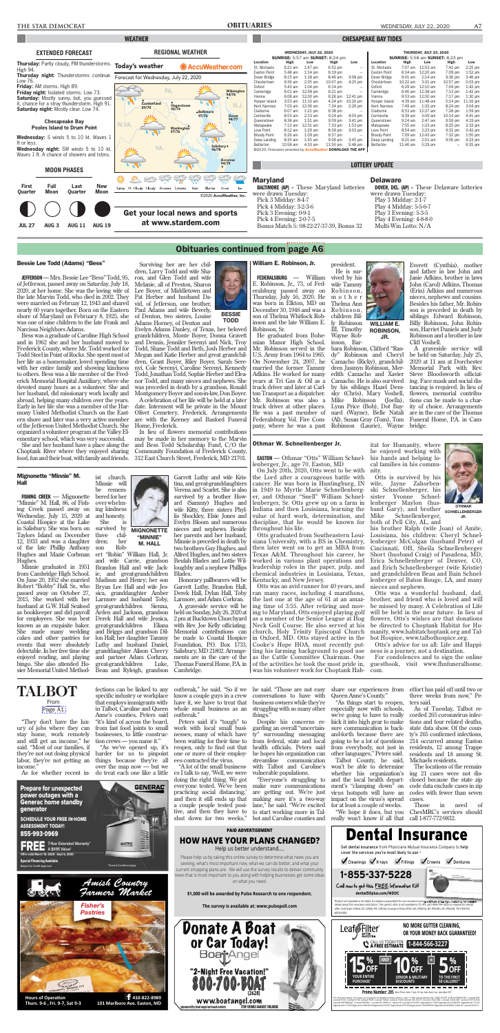# WEATHER

## EXTENDED FORECAST

**Thursday:** Partly cloudy, PM thunderstorms. High 94.
**Thursday night:** Thunderstorms continue. Low 76.
**Friday:** AM storms. High 89.
**Friday night:** Isolated storms. Low 73.
**Saturday:** Mostly sunny, but, you guessed it, chance for a stray thunderstorm. High 91.
**Saturday night:** Mostly clear. Low 74.

### Chesapeake Bay Pools Island to Drum Point

**Wednesday:** S winds 5 to 10 kt. Waves 1 ft or less.
**Wednesday night:** SW winds 5 to 10 kt. Waves 1 ft. A chance of showers and tstms.

### MOON PHASES

| First Quarter | Full | Last Quarter | New Moon |
|---|---|---|---|
| JUL 27 | AUG 3 | AUG 11 | AUG 19 |

## REGIONAL WEATHER

Today's weather — AccuWeather.com

Forecast for Wednesday, July 22, 2020

Wilmington 94/76
Cumberland 89/70
Hagerstown 92/74
Baltimore 97/76
Dover 94/77
Washington 97/76
Salisbury 96/78
Accomac 94/79

©2020 AccuWeather, Inc.

**Get your local news and sports at www.stardem.com**

## CHESAPEAKE BAY TIDES

**WEDNESDAY, JULY 22, 2020**
**SUNRISE:** 5:57 am **SUNSET:** 8:24 pm

| Location | High | Low | High | Low |
|---|---|---|---|---|
| St. Michaels | 6:21 am | 1:47 pm | 6:52 pm | — |
| Easton Point | 5:48 am | 1:14 pm | 6:19 pm | — |
| Dover Bridge | 8:15 am | 1:18 am | 8:46 pm | 3:08 pm |
| Chestertown | 9:36 am | 2:35 am | 10:07 pm | 4:25 pm |
| Oxford | 5:43 am | 1:04 pm | 6:14 pm | — |
| Cambridge | 6:01 am | 12:58 pm | 6:21 pm | — |
| Vienna | 6:08 am | 12:00 am | 6:26 pm | 12:41 pm |
| Hooper Island | 3:53 am | 11:10 am | 4:24 pm | 10:18 pm |
| Kent Narrows | 7:03 am | 12:36 am | 7:34 pm | 2:26 pm |
| Claiborne | 6:07 am | 1:21 pm | 6:38 pm | — |
| Centreville | 8:53 am | 2:13 am | 9:24 pm | 4:03 pm |
| Queenstown | 8:38 am | 1:51 am | 9:09 pm | 3:41 pm |
| Matapeake | 7:02 am | 12:31 am | 7:33 pm | 1:53 pm |
| Love Point | 8:12 am | 1:20 am | 8:39 pm | 3:03 pm |
| Bloody Point | 6:26 am | 1:09 pm | 6:37 pm | — |
| Deep Landing | 8:35 am | 1:55 am | 9:06 pm | 3:45 pm |
| Betterton | 10:58 am | 4:33 am | 11:50 pm | 5:48 pm |

©2020; Forecasts provided by AccuWeather DOWNLOAD THE APP

**THURSDAY, JULY 23, 2020**
**SUNRISE:** 5:58 am **SUNSET:** 8:23 pm

| Location | High | Low | High | Low |
|---|---|---|---|---|
| St. Michaels | 7:07 am | 12:53 am | 7:42 pm | 2:25 pm |
| Easton Point | 6:34 am | 12:20 am | 7:09 pm | 1:52 pm |
| Dover Bridge | 9:01 am | 2:14 am | 9:36 pm | 3:46 pm |
| Chestertown | 10:22 am | 3:31 am | 10:57 pm | 5:03 pm |
| Oxford | 6:29 am | 12:10 am | 7:04 pm | 1:42 pm |
| Cambridge | 6:46 am | 12:38 am | 7:13 pm | 1:42 pm |
| Vienna | 6:53 am | 12:50 am | 7:17 pm | 1:30 pm |
| Hooper Island | 4:39 am | 11:48 am | 5:14 pm | 11:16 pm |
| Kent Narrows | 7:49 am | 1:32 am | 8:24 pm | 3:04 pm |
| Claiborne | 6:53 am | 12:27 am | 7:28 pm | 1:59 pm |
| Centreville | 9:39 am | 3:09 am | 10:14 pm | 4:41 pm |
| Queenstown | 9:24 am | 2:47 am | 9:59 pm | 4:19 pm |
| Matapeake | 7:55 am | 1:23 am | 8:25 pm | 2:31 pm |
| Love Point | 8:54 am | 2:23 am | 9:32 pm | 3:42 pm |
| Bloody Point | 7:06 am | 12:43 am | 7:32 pm | 1:50 pm |
| Deep Landing | 9:21 am | 2:51 am | 9:56 pm | 4:23 pm |
| Betterton | 11:46 am | 5:29 am | — | 6:25 pm |

## LOTTERY UPDATE

### Maryland

**BALTIMORE (AP) -** These Maryland lotteries were drawn Tuesday:
Pick 3 Midday: 8-4-7
Pick 4 Midday: 3-2-3-6
Pick 3 Evening: 0-9-1
Pick 4 Evening: 2-0-7-5
Bonus Match 5: 08-22-27-37-39, Bonus 32

### Delaware

**DOVER, DEL. (AP) -** These Delaware lotteries were drawn Tuesday:
Play 3 Midday: 2-1-7
Play 4 Midday: 5-5-6-7
Play 3 Evening: 5-3-5
Play 4 Evening: 4-8-8-0
Multi-Win Lotto: N/4

# Obituaries continued from page A6

### Bessie Lee Todd (Adams) "Bess"

**JEFFERSON** — Mrs. Bessie Lee "Bess" Todd, 95, of Jefferson, passed away on Saturday, July 18, 2020, at her home. She was the loving wife of the late Marvin Todd, who died in 2002. They were married on February 12, 1943 and shared nearly 60 years together. Born on the Eastern shore of Maryland on February 8, 1925, she was one of nine children to the late Frank and Narcissa Neighbors Adams.

Bess was a graduate of Caroline High School and in 1962 she and her husband moved to Frederick County, where Mr. Todd worked for Todd Steel in Point of Rocks. She spent most of her life as a homemaker, loved spending time with her entire family and showing kindness to others. Bess was a life member of the Frederick Memorial Hospital Auxiliary, where she devoted many hours as a volunteer. She and her husband, did missionary work locally and abroad, helping many children over the years. Early in her life she was a member of the Harmony United Methodist Church on the Eastern shore and later was a very active member of the Jefferson United Methodist Church. She organized a volunteer program at the Valley Elementary school, which was very successful.

She and her husband have a place along the Choptank River where they enjoyed sharing food, fun and their boat, with family and friends.

Surviving her are her children, Larry Todd and wife Sharon, and Glen Todd and wife Melanie, all of Preston, Sharon Lee Boyer, of Middletown and Pat Herber and husband David, of Jefferson, one brother, Paul Adams and wife Beverly, of Denton, two sisters, Louise Adams Horney, of Denton and Evelyn Adams Dunley, of Texas, her beloved grandchildren, Monte Boyer, Donna Gravett and Dennis, Jennifer Serenyi and Nick, Troy Todd, Shane Todd and Beth, Josh Herber and Megan and Katie Herber and great grandchildren, Grant Boyer, Riley Boyer, Sarah Serenyi, Cole Serenyi, Caroline Serenyi, Kennedy Todd, Jonathan Todd, Sophie Herber and Honor Todd, and many nieces and nephews. She was preceded in death by a grandson, Ronald Montgomery Boyer and son-in-law, Don Boyer.

A celebration of her life will be held at a later date. Interment will be private in the Mount Olivet Cemetery, Frederick. Arrangements are with the Keeney and Basford Funeral Home, Frederick.

In lieu of flowers memorial contributions may be made in her memory to the Marvin and Bess Todd Scholarship Fund, C/O the Community Foundation of Frederick County, 312 East Church Street, Frederick, MD 21701.

BESSIE TODD

### Mignonette "Minnie" M. Hall

**FISHING CREEK** — Mignonette "Minnie" M. Hall, 86, of Fishing Creek passed away on Wednesday, July 15, 2020 at Coastal Hospice at the Lake in Salisbury. She was born on Taylors Island on December 12, 1933 and was a daughter of the late Phillip Anthony Hughes and Mazie Corbman Hughes.

Minnie graduated in 1951 from Cambridge High School. On June 20, 1952 she married Robert "Bobby" Hall, Sr., who passed away on October 27, 2015. She worked with her husband at G.W. Hall Seafood as bookkeeper and did payroll for employees. She was best known as an exquisite baker. She made many wedding cakes and other pastries for events that were absolutely delectable. In her free time she enjoyed reading, and playing bingo. She also attended Hosier Memorial United Methodist church. Minnie will be remembered for her overwhelming kindness and honesty.

She is survived by three children; her son Robert "Robin" William Hall, Jr. and wife Carrie, grandson Brandon Hall and wife Jackie, and great-grandchildren Madison and Henry; her son Bryan Lee Hall and wife Jessica, granddaughter Amber Larmore and husband Toby, great-grandchildren Sienna, Arden and Jackson, grandson Derek Hall and wife Jessica, great-grandchildren Eliana and Briggs and grandson Dillon Hall; her daughter Tammy Luthy and husband Daniel, granddaughter Alison Cherry and partner Adam Corkran, great-grandchildren Luke, Beau and Kyleigh, grandson Garrett Luthy and wife Kristina, and great-granddaughters Verena and Scarlet. She is also survived by a brother Howard (Sammy) Hughes and wife Kitty, three sisters Phyllis Shockley, Elsie Jones and Evelyn Bloom and numerous nieces and nephews. Beside her parents and her husband, Minnie is preceded in death by two brothers Guy Hughes, and Alfred Hughes, and two sisters Beulah Blades and Lottie Willoughby and a nephew Phillips Blades.

MIGNONETTE "MINNIE" M. HALL

Honorary pallbearers will be Garrett Luthy, Brandon Hall, Derek Hall, Dylan Hall, Toby Larmore, and Adam Corkran.

A graveside service will be held on Sunday, July 26, 2020 at 2 pm at Bucktown Churchyard with Rev. Joe Kelly officiating. Memorial contributions can be made to Coastal Hospice Foundation, P.O. Box 1733, Salisbury, MD 21802. Arrangements are in the care of the Thomas Funeral Home, P.A. in Cambridge.

### William E. Robinson, Jr.

**FEDERALSBURG** — William E. Robinson, Jr., 73, of Federalsburg passed away on Thursday, July 16, 2020. He was born in Elkton, MD on December 30, 1946 and was a son of Thelma Whitlock Robinson and the late William E. Robinson, Sr.

He graduated from Bohemian Manor High School. Mr. Robinson served in the U.S. Army from 1964 to 1965. On November 24, 2007, he married the former Tammy Adkins. He worked for many years at Tri Gas & Oil as a truck driver and later at Carlton Transport as a dispatcher. Mr. Robinson was also a truck driver at other places. He was a past member of Federalsburg Vol. Fire Company, where he was a past president.

He is survived by his wife Tammy Robinson, mother Thelma Ann Robinson, children Billy Robinson III, Timothy Wayne Robinson, Barbara Robinson, Clifford "Randy" Robinson and Cheryl Camacho (Ricky), grandchildren Jasmyn Robinson, Meredith Camacho and Xavier Camacho. He is also survived by his siblings Hazel Demsky (Chris), Mary Nuckel, Mike Robinson (Joella), Lynn Price (Bob), Dot Baynard (Wayne), Belle Natali (Al), Susan Gray (Tom), Tom Robinson (Laurie), Wayne Everett (Cynthia), mother and father in law John and Janie Adkins, brother in laws John (Carol) Adkins, Thomas (Erin) Adkins and numerous nieces, nephews and cousins. Besides his father, Mr. Robinson is preceded in death by siblings Edward Robinson, Billy Robinson, John Robinson, Harriet Daniels and Judy Robinson and a brother in law Cliff Voshell.

WILLIAM E. ROBINSON, JR.

A graveside service will be held on Saturday, July 25, 2020 at 11 am at Dorchester Memorial Park with Rev. Steve Bloodsworth officiating. Face mask and social distancing is required. In lieu of flowers, memorial contributions can be made to a charity of choice. Arrangements are in the care of the Thomas Funeral Home, P.A. in Cambridge.

### Othmar W. Schnellenberger Jr.

**EASTON** — Othmar "Otts" William Schnellenberger, Jr., age 70, Easton, MD

On July 20th, 2020, Otts went to be with the Lord after a courageous battle with cancer. He was born in Huntingburg, IN in 1949 to Myrtle Marie Schnellenberger, and Othmar "Snell" William Schnellenberger, Sr. Otts grew up on a farm in Indiana and then Louisiana, learning the value of hard work, determination, and discipline, that he would be known for throughout his life.

Otts graduated from Southeastern Louisiana University, with a BS in Chemistry, then later went on to get an MBA from Texas A&M. Throughout his career, he worked in various plant operations and leadership roles in the paper, pulp, and chemical industries in Louisiana, Texas, Kentucky, and New Jersey.

Otts was an avid runner for 40 years, and ran many races, including 4 marathons, the last one at the age of 61 at an amazing time of 3:55. After retiring and moving to Maryland, Otts enjoyed playing golf as a member of the Senior League at Hog Neck Golf Course. He also served at his church, Holy Trinity Episcopal Church in Oxford, MD. Otts stayed active in the Cooke's Hope HOA, most recently putting his farming background to good use as the Cattle Committee Chairman. One of the activities he took the most pride in, was his volunteer work for Choptank Habitat for Humanity, where he enjoyed working with his hands and helping local families in his community.

Otts is survived by his wife, Jayne Zahorbenski Schnellenberger, his sister Yvonne Schnellenberger Maylon (husband Gary), and brother Mike Schnellenberger, both of Pell City, AL, and his brother Ralph (wife Joan) of Amite, Louisiana, his children: Cheryl Schnellenberger McColgan (husband Peter) of Cincinnati, OH, Sheila Schnellenberger Short (husband Craig) of Pasadena, MD, Erica Schnellenberger of Denver, CO, and Erich Schnellenberger (wife Kristie) and grandchildren Beau and Bain Schnellenberger of Baton Rouge, LA, and many nieces and nephews.

OTHMAR SCHNELLENBERGER JR.

Otts was a wonderful husband, dad, brother, and friend who is loved and will be missed by many. A Celebration of Life will be held in the near future. In lieu of flowers, Otts's wishes are that donations be directed to Choptank Habitat for Humanity, www.habitatchoptank.org and Talbot Hospice, www.talbothospice.org.

Otts's advice for us all: Life and Happiness is a journey, not a destination.

For condolences and to sign the online guestbook, visit www.fhnfuneralhome.com.

# TALBOT

From page A1

"They don't have the luxury of jobs where they can stay home, work remotely and still get an income," he said. "Most of our families, if they're not out doing physical labor, they're not getting an income."

As for whether recent infections can be linked to any specific industry or workplace that employs immigrants within Talbot, Caroline and Queen Anne's counties, Peters said "it's kind of across the board," from fast food joints to small businesses, to little construction crews — you name it."

"As we've opened up, it's harder for us to pinpoint things because they're all over the map now — but we do treat each one like a little outbreak," he said. "So if we know a couple guys in a crew have it, we have to treat that whole small business as an outbreak."

Peters said it's "tough" to work with local small businesses, many of which have been waiting for their time to reopen, only to find out that one or more of their employees contracted the virus.

"A lot of the small businesses I talk to say, 'Well, we were doing the right thing. We got everyone tested. We've been practicing social distancing,' and then it still ends up that a couple people tested positive, and then they have to shut down for two weeks," he said. "Those are not easy conversations to have with business owners while they're struggling with so many other things."

Despite his concerns regarding an overall "uncertainty" surrounding messaging from federal, state and local health officials, Peters said he hopes his organization can streamline communication with Talbot and Caroline's vulnerable populations.

"Everyone's struggling to make sure communications are getting out. We're just making sure it's a two-way lane," he said. "We're excited to start working more in Talbot and Caroline counties and share our experiences from Queen Anne's County."

"As things start to reopen, especially now with schools, we're going to have to really kick it into high gear to make sure communication is back-and-forth because there are going to be a lot of questions from everybody, not just in other languages," Peters said.

Talbot County, he said, won't be able to determine whether his organization's and the local health department's "clamping down" on virus hotspots will have an impact on the virus's spread for at least a couple of weeks.

"We hope it does, but you really won't know if all that effort has paid off until two or three weeks from now," Peters said.

As of Tuesday, Talbot recorded 265 coronavirus infections and four related deaths, state data show. Of the county's 265 confirmed infections, 214 occurred among Easton residents, 12 among Trappe residents and 18 among St. Michaels residents.

The locations of the remaining 21 cases were not disclosed because the state zip code data exclude cases in zip codes with fewer than seven cases.

Those in need of ChesMRC's services should call 1-877-772-9832.

---

**Prepare for unexpected power outages with a Generac home standby generator**

GENERAC

SCHEDULE YOUR FREE IN-HOME ASSESSMENT TODAY!

855-993-0969

FREE 7-Year Extended Warranty* A $695 Value!
Offer valid March 16, 2020 - Sept 6, 2020

Special Financing Available
Subject to Credit Approval

*Terms & Conditions Apply

---

**Amish Country Farmers Market**

Fisher's Pastries

Hours of Operation
Thurs. 9-6 , Fri. 9-7, Sat 9-3

410-822-8989
101 Marlboro Ave. Easton, MD

---

PAID ADVERTISEMENT

**HOW HAVE YOUR PLANS CHANGED?**

Help us better understand....

Please help us by taking this online survey to determine what news you are seeking, what's most important now, what we can do better, and what your current shopping plans are. We will use the survey results to deliver community news that is most important to you along with helping businesses get some ideas on what you need.

**$1,000 will be awarded by Pulse Research to one respondent.**

**The survey is available at: www.pulsepoll.com**

---

**Donate A Boat or Car Today!**

Boat Angel

"2-Night Free Vacation!"

800-700-BOAT
(2628)

www.boatangel.com
sponsored by boat angel outreach centers — STOP CRIMES AGAINST CHILDREN

---

# Dental Insurance

**Get dental insurance** from Physicians Mutual Insurance Company to **help cover the services you're most likely to use** –

Cleanings · X-rays · Fillings · Crowns · Dentures

**1-855-337-5228**

Call now to get this FREE Information Kit!

dental50plus.com/MDDC

Product not available in all states. Acceptance guaranteed for one insurance policy/certificate of this type. Contact us for complete details about this insurance solicitation. This specific offer is not available in CO, NY; call 1-800-969-4781 or respond for similar offer. Certificate C250A (ID: C250E; PA: C250Q); Insurance Policy P150 (GA: P150GA; NY: P150NY; OK: P150OK; TN: P150TN). 6154-0120

Physicians Mutual

---

LeafFilter GUTTER PROTECTION

NO MORE GUTTER CLEANING, OR YOUR MONEY BACK GUARANTEED!

CALL US TODAY FOR A FREE ESTIMATE **1-844-566-3227**

**15% OFF** YOUR ENTIRE PURCHASE*
**10% OFF** SENIOR & MILITARY DISCOUNTS
**5% OFF** TO THE FIRST 50 CALLERS!**

Promo Number: 285